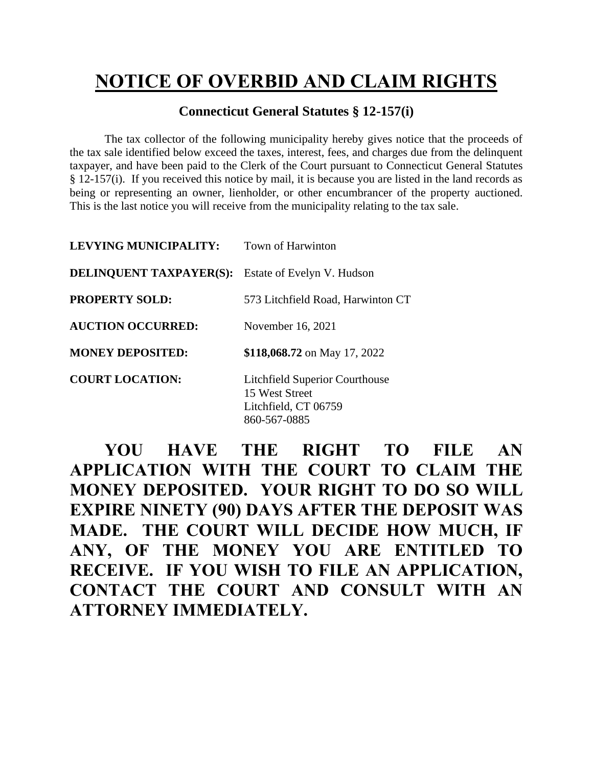# NOTICE OF OVERBID AND CLAIM RIGHTS

**Connecticut General Statutes § 12-157(i)**

The tax collector of the following municipality hereby gives notice that the proceeds of the tax sale identified below exceed the taxes, interest, fees, and charges due from the delinquent taxpayer, and have been paid to the Clerk of the Court pursuant to Connecticut General Statutes § 12-157(i). If you received this notice by mail, it is because you are listed in the land records as being or representing an owner, lienholder, or other encumbrancer of the property auctioned. This is the last notice you will receive from the municipality relating to the tax sale.

**LEVYING MUNICIPALITY:** Town of Harwinton

**DELINQUENT TAXPAYER(S):** Estate of Evelyn V. Hudson

**PROPERTY SOLD:** 573 Litchfield Road, Harwinton CT

**AUCTION OCCURRED:** November 16, 2021

**MONEY DEPOSITED:** **$118,068.72** on May 17, 2022

**COURT LOCATION:** Litchfield Superior Courthouse
15 West Street
Litchfield, CT 06759
860-567-0885

**YOU HAVE THE RIGHT TO FILE AN APPLICATION WITH THE COURT TO CLAIM THE MONEY DEPOSITED. YOUR RIGHT TO DO SO WILL EXPIRE NINETY (90) DAYS AFTER THE DEPOSIT WAS MADE. THE COURT WILL DECIDE HOW MUCH, IF ANY, OF THE MONEY YOU ARE ENTITLED TO RECEIVE. IF YOU WISH TO FILE AN APPLICATION, CONTACT THE COURT AND CONSULT WITH AN ATTORNEY IMMEDIATELY.**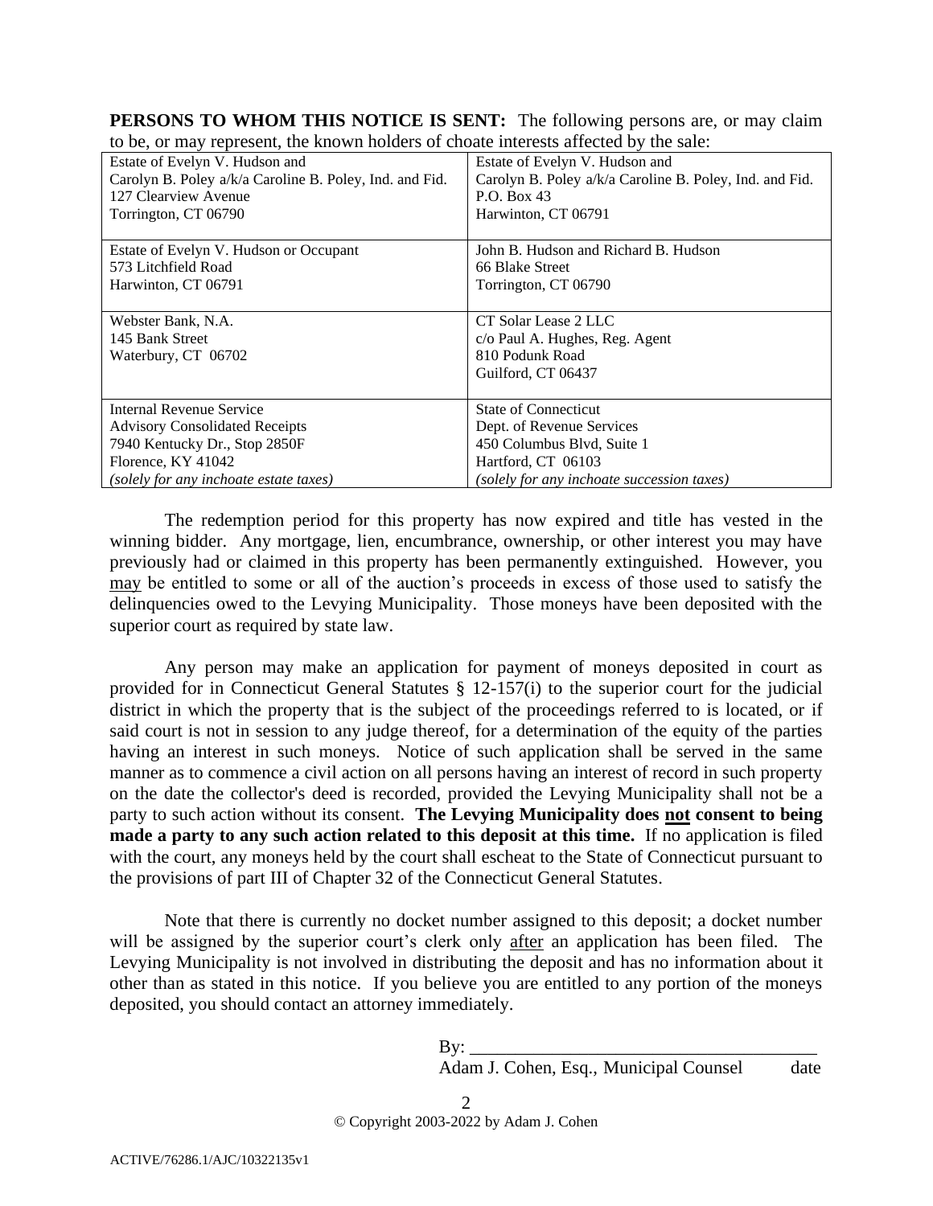**PERSONS TO WHOM THIS NOTICE IS SENT:** The following persons are, or may claim to be, or may represent, the known holders of choate interests affected by the sale:

| | |
|---|---|
| Estate of Evelyn V. Hudson and<br>Carolyn B. Poley a/k/a Caroline B. Poley, Ind. and Fid.<br>127 Clearview Avenue<br>Torrington, CT 06790 | Estate of Evelyn V. Hudson and<br>Carolyn B. Poley a/k/a Caroline B. Poley, Ind. and Fid.<br>P.O. Box 43<br>Harwinton, CT 06791 |
| Estate of Evelyn V. Hudson or Occupant<br>573 Litchfield Road<br>Harwinton, CT 06791 | John B. Hudson and Richard B. Hudson<br>66 Blake Street<br>Torrington, CT 06790 |
| Webster Bank, N.A.<br>145 Bank Street<br>Waterbury, CT 06702 | CT Solar Lease 2 LLC<br>c/o Paul A. Hughes, Reg. Agent<br>810 Podunk Road<br>Guilford, CT 06437 |
| Internal Revenue Service<br>Advisory Consolidated Receipts<br>7940 Kentucky Dr., Stop 2850F<br>Florence, KY 41042<br>*(solely for any inchoate estate taxes)* | State of Connecticut<br>Dept. of Revenue Services<br>450 Columbus Blvd, Suite 1<br>Hartford, CT 06103<br>*(solely for any inchoate succession taxes)* |

The redemption period for this property has now expired and title has vested in the winning bidder. Any mortgage, lien, encumbrance, ownership, or other interest you may have previously had or claimed in this property has been permanently extinguished. However, you <u>may</u> be entitled to some or all of the auction's proceeds in excess of those used to satisfy the delinquencies owed to the Levying Municipality. Those moneys have been deposited with the superior court as required by state law.

Any person may make an application for payment of moneys deposited in court as provided for in Connecticut General Statutes § 12-157(i) to the superior court for the judicial district in which the property that is the subject of the proceedings referred to is located, or if said court is not in session to any judge thereof, for a determination of the equity of the parties having an interest in such moneys. Notice of such application shall be served in the same manner as to commence a civil action on all persons having an interest of record in such property on the date the collector's deed is recorded, provided the Levying Municipality shall not be a party to such action without its consent. **The Levying Municipality does <u>not</u> consent to being made a party to any such action related to this deposit at this time.** If no application is filed with the court, any moneys held by the court shall escheat to the State of Connecticut pursuant to the provisions of part III of Chapter 32 of the Connecticut General Statutes.

Note that there is currently no docket number assigned to this deposit; a docket number will be assigned by the superior court's clerk only <u>after</u> an application has been filed. The Levying Municipality is not involved in distributing the deposit and has no information about it other than as stated in this notice. If you believe you are entitled to any portion of the moneys deposited, you should contact an attorney immediately.

By: ____________________________________
Adam J. Cohen, Esq., Municipal Counsel date

© Copyright 2003-2022 by Adam J. Cohen

ACTIVE/76286.1/AJC/10322135v1